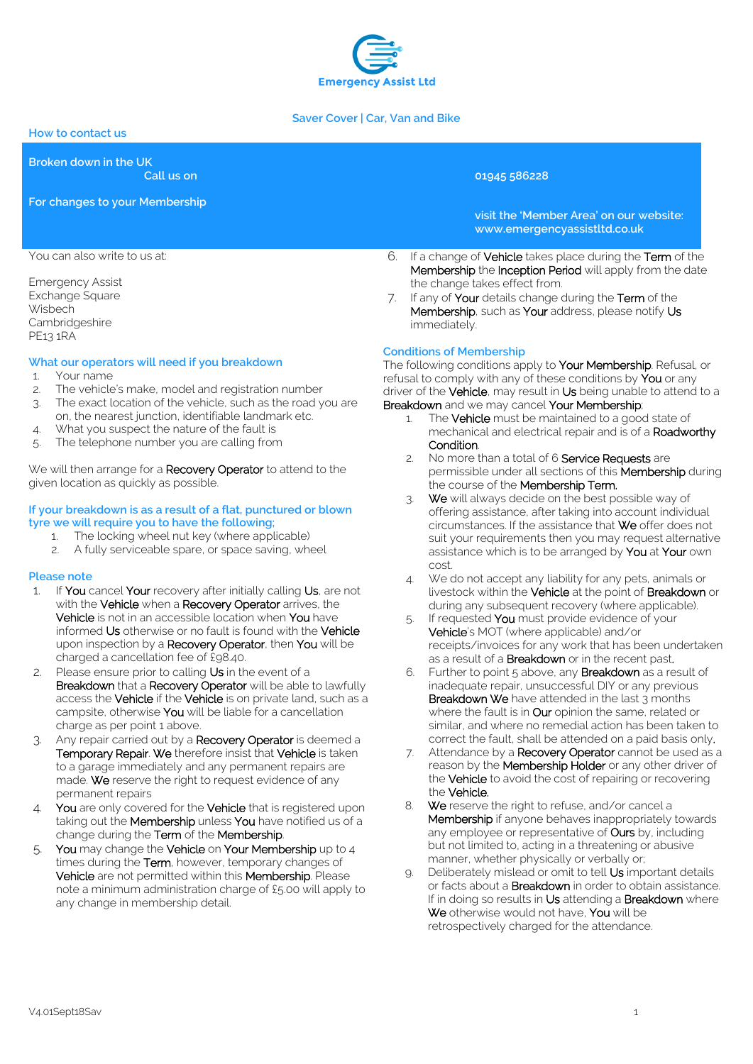Emergency Assist Ltd

## Saver Cover | Car, Van and Bike

### How to contact us

| | |
|---|---|
| **Broken down in the UK** Call us on | **01945 586228** |
| **For changes to your Membership** | **visit the 'Member Area' on our website: www.emergencyassistltd.co.uk** |

You can also write to us at:

Emergency Assist
Exchange Square
Wisbech
Cambridgeshire
PE13 1RA

### What our operators will need if you breakdown

1. Your name
2. The vehicle's make, model and registration number
3. The exact location of the vehicle, such as the road you are on, the nearest junction, identifiable landmark etc.
4. What you suspect the nature of the fault is
5. The telephone number you are calling from

We will then arrange for a **Recovery Operator** to attend to the given location as quickly as possible.

### If your breakdown is as a result of a flat, punctured or blown tyre we will require you to have the following;

1. The locking wheel nut key (where applicable)
2. A fully serviceable spare, or space saving, wheel

### Please note

1. If **You** cancel **Your** recovery after initially calling **Us**, are not with the **Vehicle** when a **Recovery Operator** arrives, the **Vehicle** is not in an accessible location when **You** have informed **Us** otherwise or no fault is found with the **Vehicle** upon inspection by a **Recovery Operator**, then **You** will be charged a cancellation fee of £98.40.
2. Please ensure prior to calling **Us** in the event of a **Breakdown** that a **Recovery Operator** will be able to lawfully access the **Vehicle** if the **Vehicle** is on private land, such as a campsite, otherwise **You** will be liable for a cancellation charge as per point 1 above.
3. Any repair carried out by a **Recovery Operator** is deemed a **Temporary Repair**. **We** therefore insist that **Vehicle** is taken to a garage immediately and any permanent repairs are made. **We** reserve the right to request evidence of any permanent repairs
4. **You** are only covered for the **Vehicle** that is registered upon taking out the **Membership** unless **You** have notified us of a change during the **Term** of the **Membership**.
5. **You** may change the **Vehicle** on **Your Membership** up to 4 times during the **Term**, however, temporary changes of **Vehicle** are not permitted within this **Membership**. Please note a minimum administration charge of £5.00 will apply to any change in membership detail.
6. If a change of **Vehicle** takes place during the **Term** of the **Membership** the **Inception Period** will apply from the date the change takes effect from.
7. If any of **Your** details change during the **Term** of the **Membership**, such as **Your** address, please notify **Us** immediately.

### Conditions of Membership

The following conditions apply to **Your Membership**. Refusal, or refusal to comply with any of these conditions by **You** or any driver of the **Vehicle**, may result in **Us** being unable to attend to a **Breakdown** and we may cancel **Your Membership**:

1. The **Vehicle** must be maintained to a good state of mechanical and electrical repair and is of a **Roadworthy Condition**.
2. No more than a total of 6 **Service Requests** are permissible under all sections of this **Membership** during the course of the **Membership Term.**
3. **We** will always decide on the best possible way of offering assistance, after taking into account individual circumstances. If the assistance that **We** offer does not suit your requirements then you may request alternative assistance which is to be arranged by **You** at **Your** own cost.
4. We do not accept any liability for any pets, animals or livestock within the **Vehicle** at the point of **Breakdown** or during any subsequent recovery (where applicable).
5. If requested **You** must provide evidence of your **Vehicle**'s MOT (where applicable) and/or receipts/invoices for any work that has been undertaken as a result of a **Breakdown** or in the recent past.
6. Further to point 5 above, any **Breakdown** as a result of inadequate repair, unsuccessful DIY or any previous **Breakdown We** have attended in the last 3 months where the fault is in **Our** opinion the same, related or similar, and where no remedial action has been taken to correct the fault, shall be attended on a paid basis only.
7. Attendance by a **Recovery Operator** cannot be used as a reason by the **Membership Holder** or any other driver of the **Vehicle** to avoid the cost of repairing or recovering the **Vehicle**.
8. **We** reserve the right to refuse, and/or cancel a **Membership** if anyone behaves inappropriately towards any employee or representative of **Ours** by, including but not limited to, acting in a threatening or abusive manner, whether physically or verbally or;
9. Deliberately mislead or omit to tell **Us** important details or facts about a **Breakdown** in order to obtain assistance. If in doing so results in **Us** attending a **Breakdown** where **We** otherwise would not have, **You** will be retrospectively charged for the attendance.

V4.01Sept18Sav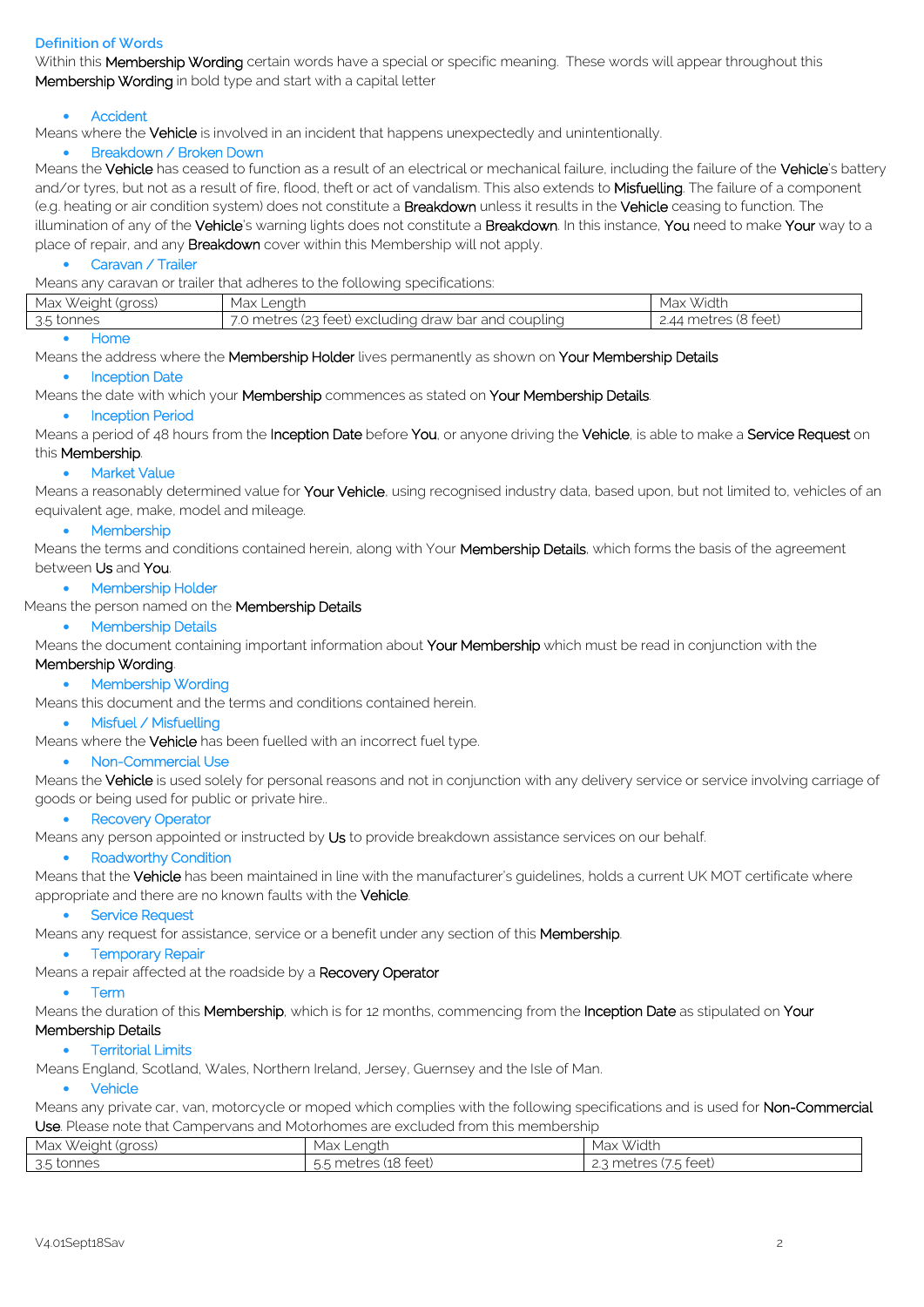## Definition of Words

Within this **Membership Wording** certain words have a special or specific meaning. These words will appear throughout this **Membership Wording** in bold type and start with a capital letter

- **Accident**

Means where the **Vehicle** is involved in an incident that happens unexpectedly and unintentionally.

- **Breakdown / Broken Down**

Means the **Vehicle** has ceased to function as a result of an electrical or mechanical failure, including the failure of the **Vehicle**'s battery and/or tyres, but not as a result of fire, flood, theft or act of vandalism. This also extends to **Misfuelling**. The failure of a component (e.g. heating or air condition system) does not constitute a **Breakdown** unless it results in the **Vehicle** ceasing to function. The illumination of any of the **Vehicle**'s warning lights does not constitute a **Breakdown**. In this instance, **You** need to make **Your** way to a place of repair, and any **Breakdown** cover within this Membership will not apply.

- **Caravan / Trailer**

Means any caravan or trailer that adheres to the following specifications:

| Max Weight (gross) | Max Length | Max Width |
|---|---|---|
| 3.5 tonnes | 7.0 metres (23 feet) excluding draw bar and coupling | 2.44 metres (8 feet) |

- **Home**

Means the address where the **Membership Holder** lives permanently as shown on **Your Membership Details**

- **Inception Date**

Means the date with which your **Membership** commences as stated on **Your Membership Details**.

- **Inception Period**

Means a period of 48 hours from the **Inception Date** before **You**, or anyone driving the **Vehicle**, is able to make a **Service Request** on this **Membership**.

- **Market Value**

Means a reasonably determined value for **Your Vehicle**, using recognised industry data, based upon, but not limited to, vehicles of an equivalent age, make, model and mileage.

- **Membership**

Means the terms and conditions contained herein, along with Your **Membership Details**, which forms the basis of the agreement between **Us** and **You**.

- **Membership Holder**

Means the person named on the **Membership Details**

- **Membership Details**

Means the document containing important information about **Your Membership** which must be read in conjunction with the **Membership Wording**.

- **Membership Wording**

Means this document and the terms and conditions contained herein.

- **Misfuel / Misfuelling**

Means where the **Vehicle** has been fuelled with an incorrect fuel type.

- **Non-Commercial Use**

Means the **Vehicle** is used solely for personal reasons and not in conjunction with any delivery service or service involving carriage of goods or being used for public or private hire..

- **Recovery Operator**

Means any person appointed or instructed by **Us** to provide breakdown assistance services on our behalf.

- **Roadworthy Condition**

Means that the **Vehicle** has been maintained in line with the manufacturer's guidelines, holds a current UK MOT certificate where appropriate and there are no known faults with the **Vehicle**.

- **Service Request**

Means any request for assistance, service or a benefit under any section of this **Membership**.

- **Temporary Repair**

Means a repair affected at the roadside by a **Recovery Operator**

- **Term**

Means the duration of this **Membership**, which is for 12 months, commencing from the **Inception Date** as stipulated on **Your Membership Details**

- **Territorial Limits**

Means England, Scotland, Wales, Northern Ireland, Jersey, Guernsey and the Isle of Man.

- **Vehicle**

Means any private car, van, motorcycle or moped which complies with the following specifications and is used for **Non-Commercial Use**. Please note that Campervans and Motorhomes are excluded from this membership

| Max Weight (gross) | Max Length | Max Width |
|---|---|---|
| 3.5 tonnes | 5.5 metres (18 feet) | 2.3 metres (7.5 feet) |

V4.01Sept18Sav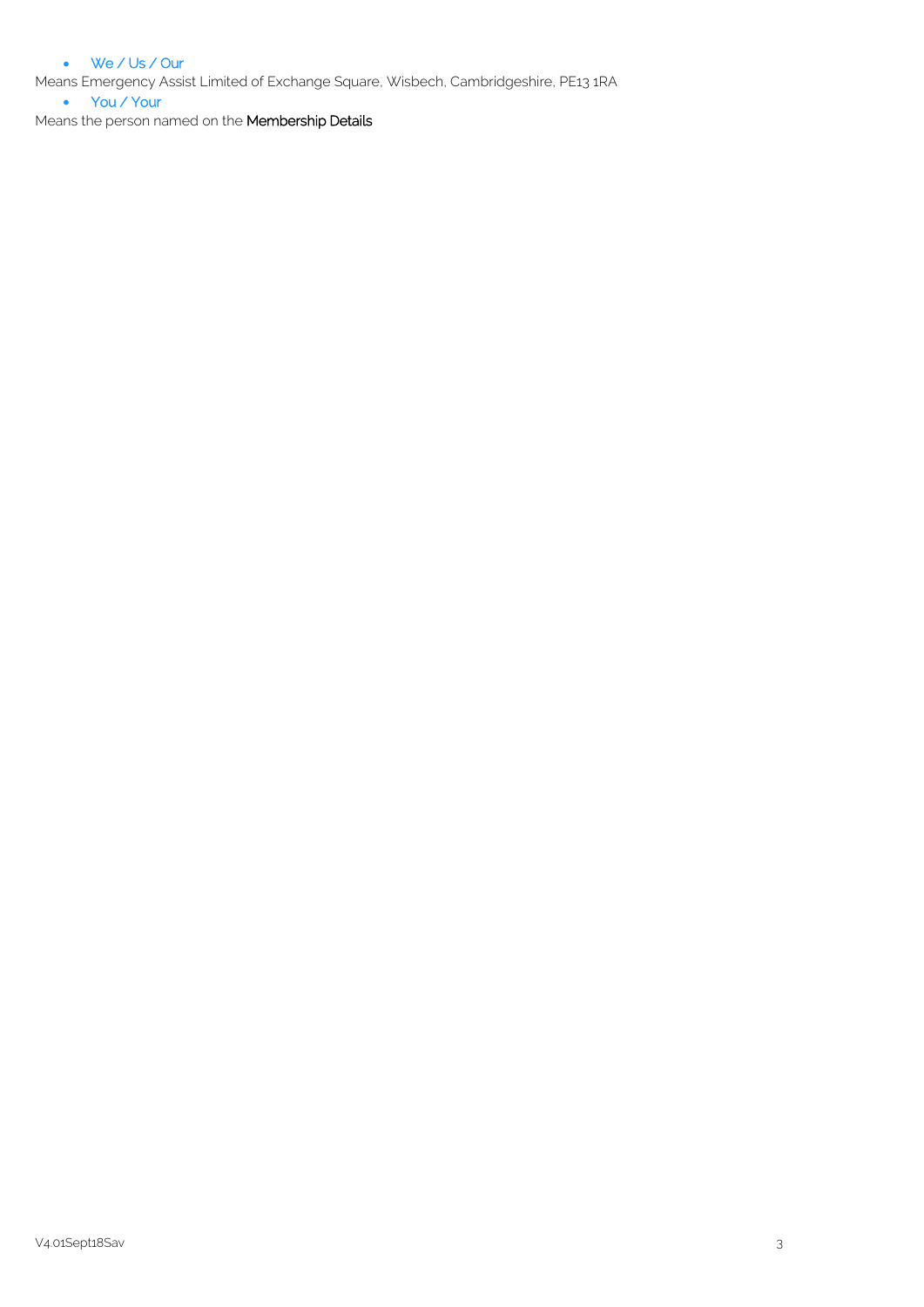- We / Us / Our

Means Emergency Assist Limited of Exchange Square, Wisbech, Cambridgeshire, PE13 1RA

- You / Your

Means the person named on the **Membership Details**

V4.01Sept18Sav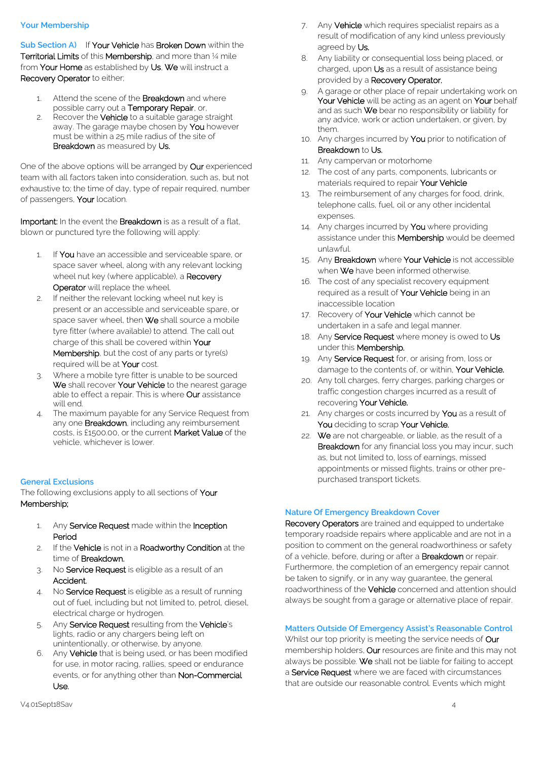## Your Membership

**Sub Section A)** If Your Vehicle has Broken Down within the Territorial Limits of this Membership, and more than ¼ mile from Your Home as established by Us, We will instruct a Recovery Operator to either;

1. Attend the scene of the Breakdown and where possible carry out a Temporary Repair, or,
2. Recover the Vehicle to a suitable garage straight away. The garage maybe chosen by You however must be within a 25 mile radius of the site of Breakdown as measured by Us.

One of the above options will be arranged by Our experienced team with all factors taken into consideration, such as, but not exhaustive to; the time of day, type of repair required, number of passengers, Your location.

Important: In the event the Breakdown is as a result of a flat, blown or punctured tyre the following will apply:

1. If You have an accessible and serviceable spare, or space saver wheel, along with any relevant locking wheel nut key (where applicable), a Recovery Operator will replace the wheel.
2. If neither the relevant locking wheel nut key is present or an accessible and serviceable spare, or space saver wheel, then We shall source a mobile tyre fitter (where available) to attend. The call out charge of this shall be covered within Your Membership, but the cost of any parts or tyre(s) required will be at Your cost.
3. Where a mobile tyre fitter is unable to be sourced We shall recover Your Vehicle to the nearest garage able to effect a repair. This is where Our assistance will end.
4. The maximum payable for any Service Request from any one Breakdown, including any reimbursement costs, is £1500.00, or the current Market Value of the vehicle, whichever is lower.

## General Exclusions

The following exclusions apply to all sections of Your Membership;

1. Any Service Request made within the Inception Period
2. If the Vehicle is not in a Roadworthy Condition at the time of Breakdown.
3. No Service Request is eligible as a result of an Accident.
4. No Service Request is eligible as a result of running out of fuel, including but not limited to, petrol, diesel, electrical charge or hydrogen.
5. Any Service Request resulting from the Vehicle's lights, radio or any chargers being left on unintentionally, or otherwise, by anyone.
6. Any Vehicle that is being used, or has been modified for use, in motor racing, rallies, speed or endurance events, or for anything other than Non-Commercial Use.
7. Any Vehicle which requires specialist repairs as a result of modification of any kind unless previously agreed by Us.
8. Any liability or consequential loss being placed, or charged, upon Us as a result of assistance being provided by a Recovery Operator.
9. A garage or other place of repair undertaking work on Your Vehicle will be acting as an agent on Your behalf and as such We bear no responsibility or liability for any advice, work or action undertaken, or given, by them.
10. Any charges incurred by You prior to notification of Breakdown to Us.
11. Any campervan or motorhome
12. The cost of any parts, components, lubricants or materials required to repair Your Vehicle
13. The reimbursement of any charges for food, drink, telephone calls, fuel, oil or any other incidental expenses.
14. Any charges incurred by You where providing assistance under this Membership would be deemed unlawful.
15. Any Breakdown where Your Vehicle is not accessible when We have been informed otherwise.
16. The cost of any specialist recovery equipment required as a result of Your Vehicle being in an inaccessible location
17. Recovery of Your Vehicle which cannot be undertaken in a safe and legal manner.
18. Any Service Request where money is owed to Us under this Membership.
19. Any Service Request for, or arising from, loss or damage to the contents of, or within, Your Vehicle.
20. Any toll charges, ferry charges, parking charges or traffic congestion charges incurred as a result of recovering Your Vehicle.
21. Any charges or costs incurred by You as a result of You deciding to scrap Your Vehicle.
22. We are not chargeable, or liable, as the result of a Breakdown for any financial loss you may incur, such as, but not limited to, loss of earnings, missed appointments or missed flights, trains or other pre-purchased transport tickets.

## Nature Of Emergency Breakdown Cover

Recovery Operators are trained and equipped to undertake temporary roadside repairs where applicable and are not in a position to comment on the general roadworthiness or safety of a vehicle, before, during or after a Breakdown or repair. Furthermore, the completion of an emergency repair cannot be taken to signify, or in any way guarantee, the general roadworthiness of the Vehicle concerned and attention should always be sought from a garage or alternative place of repair.

## Matters Outside Of Emergency Assist's Reasonable Control

Whilst our top priority is meeting the service needs of Our membership holders, Our resources are finite and this may not always be possible. We shall not be liable for failing to accept a Service Request where we are faced with circumstances that are outside our reasonable control. Events which might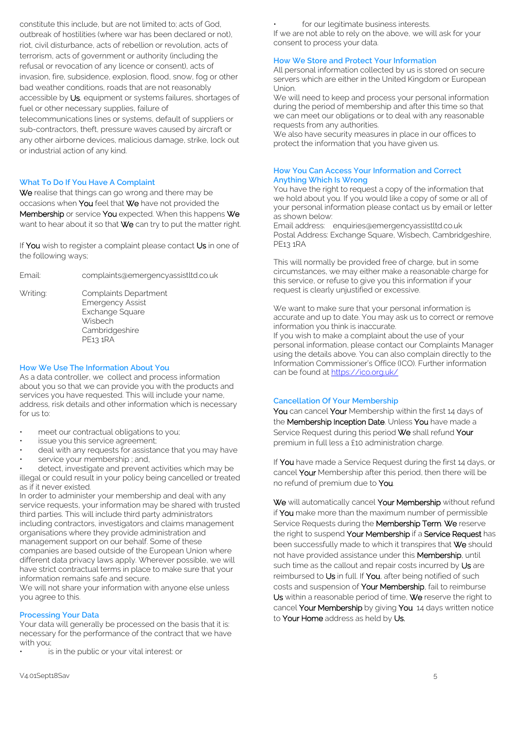constitute this include, but are not limited to; acts of God, outbreak of hostilities (where war has been declared or not), riot, civil disturbance, acts of rebellion or revolution, acts of terrorism, acts of government or authority (including the refusal or revocation of any licence or consent), acts of invasion, fire, subsidence, explosion, flood, snow, fog or other bad weather conditions, roads that are not reasonably accessible by **Us**, equipment or systems failures, shortages of fuel or other necessary supplies, failure of telecommunications lines or systems, default of suppliers or sub-contractors, theft, pressure waves caused by aircraft or any other airborne devices, malicious damage, strike, lock out or industrial action of any kind.

### What To Do If You Have A Complaint

**We** realise that things can go wrong and there may be occasions when **You** feel that **We** have not provided the **Membership** or service **You** expected. When this happens **We** want to hear about it so that **We** can try to put the matter right.

If **You** wish to register a complaint please contact **Us** in one of the following ways;

Email: complaints@emergencyassistltd.co.uk

Writing: Complaints Department
Emergency Assist
Exchange Square
Wisbech
Cambridgeshire
PE13 1RA

### How We Use The Information About You

As a data controller, we collect and process information about you so that we can provide you with the products and services you have requested. This will include your name, address, risk details and other information which is necessary for us to:

- meet our contractual obligations to you;
- issue you this service agreement;
- deal with any requests for assistance that you may have
- service your membership ; and,
- detect, investigate and prevent activities which may be illegal or could result in your policy being cancelled or treated as if it never existed.

In order to administer your membership and deal with any service requests, your information may be shared with trusted third parties. This will include third party administrators including contractors, investigators and claims management organisations where they provide administration and management support on our behalf. Some of these companies are based outside of the European Union where different data privacy laws apply. Wherever possible, we will have strict contractual terms in place to make sure that your information remains safe and secure.

We will not share your information with anyone else unless you agree to this.

### Processing Your Data

Your data will generally be processed on the basis that it is: necessary for the performance of the contract that we have with you;

- is in the public or your vital interest: or
- for our legitimate business interests.

If we are not able to rely on the above, we will ask for your consent to process your data.

### How We Store and Protect Your Information

All personal information collected by us is stored on secure servers which are either in the United Kingdom or European Union.

We will need to keep and process your personal information during the period of membership and after this time so that we can meet our obligations or to deal with any reasonable requests from any authorities.

We also have security measures in place in our offices to protect the information that you have given us.

### How You Can Access Your Information and Correct Anything Which Is Wrong

You have the right to request a copy of the information that we hold about you. If you would like a copy of some or all of your personal information please contact us by email or letter as shown below:

Email address: enquiries@emergencyassistltd.co.uk
Postal Address: Exchange Square, Wisbech, Cambridgeshire, PE13 1RA

This will normally be provided free of charge, but in some circumstances, we may either make a reasonable charge for this service, or refuse to give you this information if your request is clearly unjustified or excessive.

We want to make sure that your personal information is accurate and up to date. You may ask us to correct or remove information you think is inaccurate.

If you wish to make a complaint about the use of your personal information, please contact our Complaints Manager using the details above. You can also complain directly to the Information Commissioner's Office (ICO). Further information can be found at https://ico.org.uk/

### Cancellation Of Your Membership

**You** can cancel **Your** Membership within the first 14 days of the **Membership Inception Date**. Unless **You** have made a Service Request during this period **We** shall refund **Your** premium in full less a £10 administration charge.

If **You** have made a Service Request during the first 14 days, or cancel **Your** Membership after this period, then there will be no refund of premium due to **You**.

**We** will automatically cancel **Your Membership** without refund if **You** make more than the maximum number of permissible Service Requests during the **Membership Term**. **We** reserve the right to suspend **Your Membership** if a **Service Request** has been successfully made to which it transpires that **We** should not have provided assistance under this **Membership**, until such time as the callout and repair costs incurred by **Us** are reimbursed to **Us** in full. If **You**, after being notified of such costs and suspension of **Your Membership**, fail to reimburse **Us** within a reasonable period of time, **We** reserve the right to cancel **Your Membership** by giving **You** 14 days written notice to **Your Home** address as held by **Us**.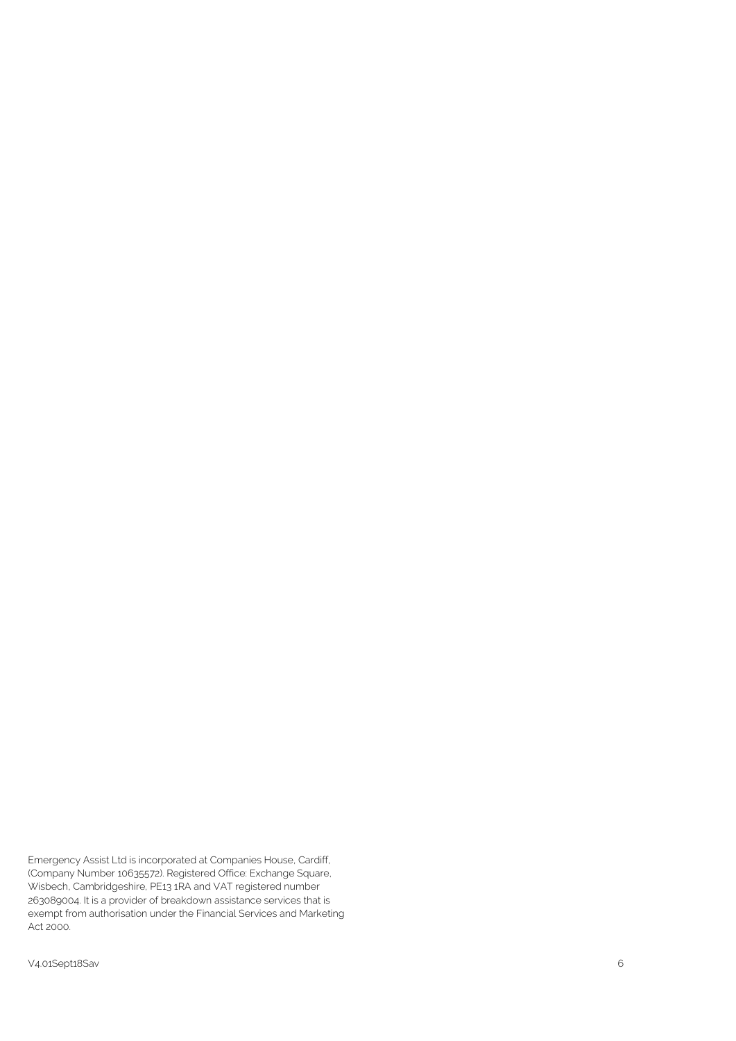Emergency Assist Ltd is incorporated at Companies House, Cardiff, (Company Number 10635572). Registered Office: Exchange Square, Wisbech, Cambridgeshire, PE13 1RA and VAT registered number 263089004. It is a provider of breakdown assistance services that is exempt from authorisation under the Financial Services and Marketing Act 2000.

V4.01Sept18Sav